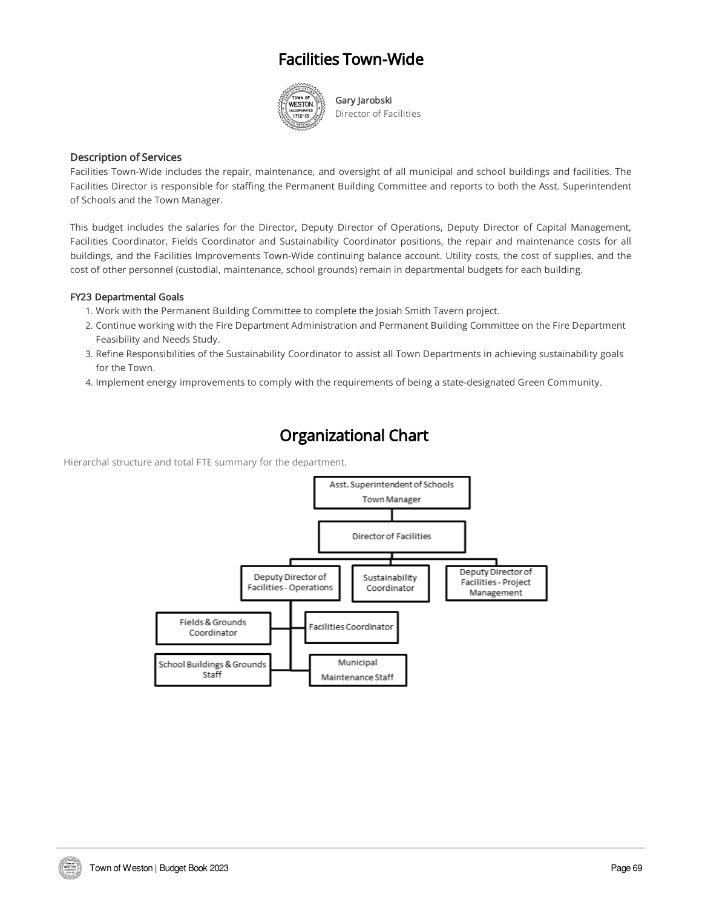# Facilities Town-Wide

**Gary Jarobski**
Director of Facilities

### Description of Services

Facilities Town-Wide includes the repair, maintenance, and oversight of all municipal and school buildings and facilities. The Facilities Director is responsible for staffing the Permanent Building Committee and reports to both the Asst. Superintendent of Schools and the Town Manager.

This budget includes the salaries for the Director, Deputy Director of Operations, Deputy Director of Capital Management, Facilities Coordinator, Fields Coordinator and Sustainability Coordinator positions, the repair and maintenance costs for all buildings, and the Facilities Improvements Town-Wide continuing balance account. Utility costs, the cost of supplies, and the cost of other personnel (custodial, maintenance, school grounds) remain in departmental budgets for each building.

#### FY23 Departmental Goals

1. Work with the Permanent Building Committee to complete the Josiah Smith Tavern project.
2. Continue working with the Fire Department Administration and Permanent Building Committee on the Fire Department Feasibility and Needs Study.
3. Refine Responsibilities of the Sustainability Coordinator to assist all Town Departments in achieving sustainability goals for the Town.
4. Implement energy improvements to comply with the requirements of being a state-designated Green Community.

# Organizational Chart

Hierarchal structure and total FTE summary for the department.

- Asst. Superintendent of Schools / Town Manager
  - Director of Facilities
    - Deputy Director of Facilities - Operations
      - Fields & Grounds Coordinator
      - Facilities Coordinator
      - School Buildings & Grounds Staff
      - Municipal Maintenance Staff
    - Sustainability Coordinator
    - Deputy Director of Facilities - Project Management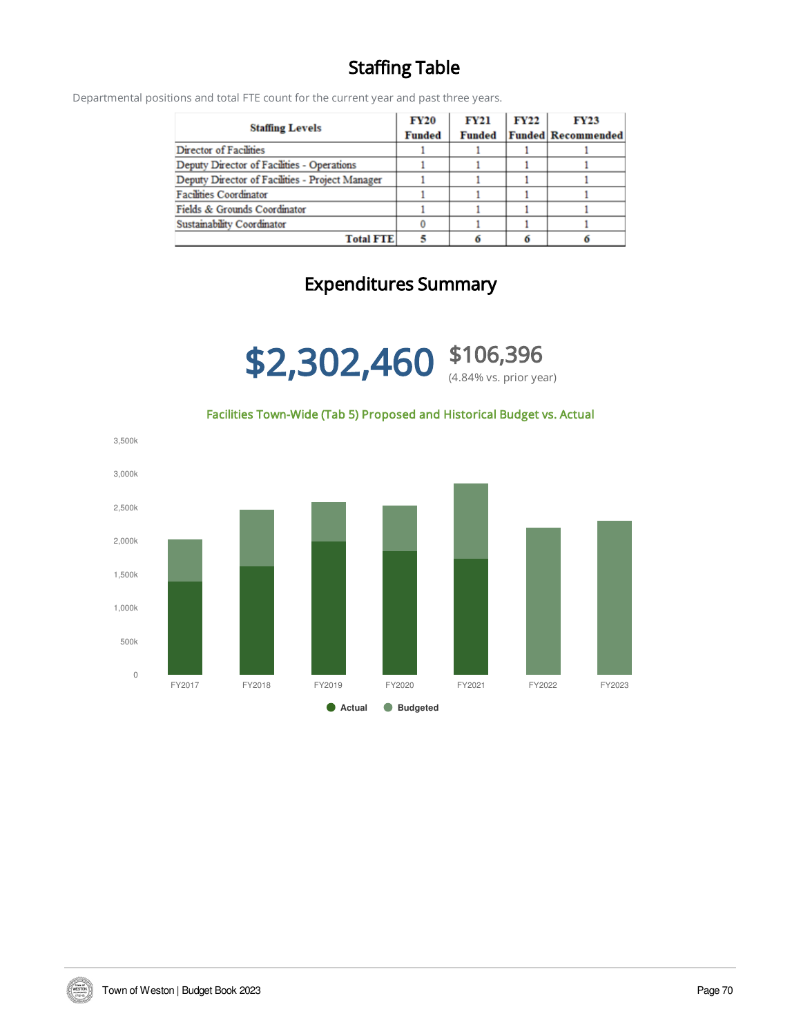## Staffing Table

Departmental positions and total FTE count for the current year and past three years.

| Staffing Levels | FY20 Funded | FY21 Funded | FY22 Funded | FY23 Recommended |
|---|---|---|---|---|
| Director of Facilities | 1 | 1 | 1 | 1 |
| Deputy Director of Facilities - Operations | 1 | 1 | 1 | 1 |
| Deputy Director of Facilities - Project Manager | 1 | 1 | 1 | 1 |
| Facilities Coordinator | 1 | 1 | 1 | 1 |
| Fields & Grounds Coordinator | 1 | 1 | 1 | 1 |
| Sustainability Coordinator | 0 | 1 | 1 | 1 |
| **Total FTE** | **5** | **6** | **6** | **6** |

## Expenditures Summary

**$2,302,460** $106,396
(4.84% vs. prior year)

Facilities Town-Wide (Tab 5) Proposed and Historical Budget vs. Actual

Legend: Actual, Budgeted

Y-axis: 0, 500k, 1,000k, 1,500k, 2,000k, 2,500k, 3,000k, 3,500k

X-axis: FY2017, FY2018, FY2019, FY2020, FY2021, FY2022, FY2023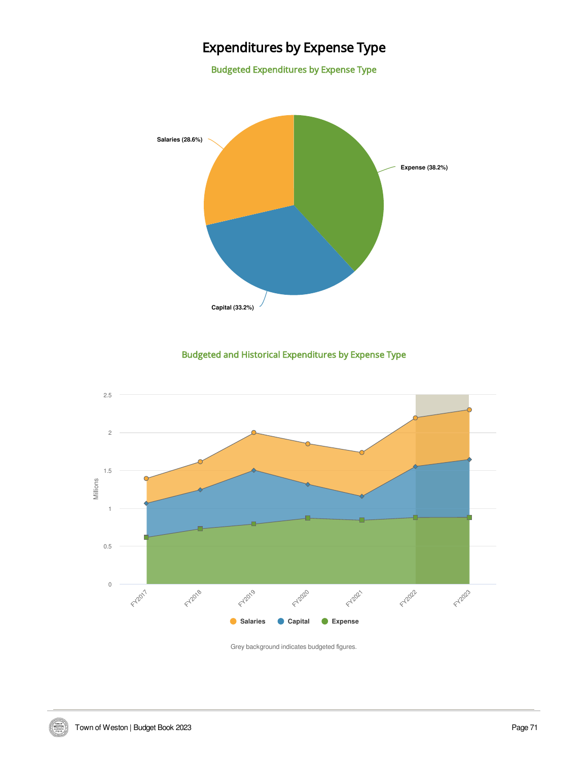# Expenditures by Expense Type

## Budgeted Expenditures by Expense Type

Salaries (28.6%)

Expense (38.2%)

Capital (33.2%)

## Budgeted and Historical Expenditures by Expense Type

Salaries Capital Expense

Grey background indicates budgeted figures.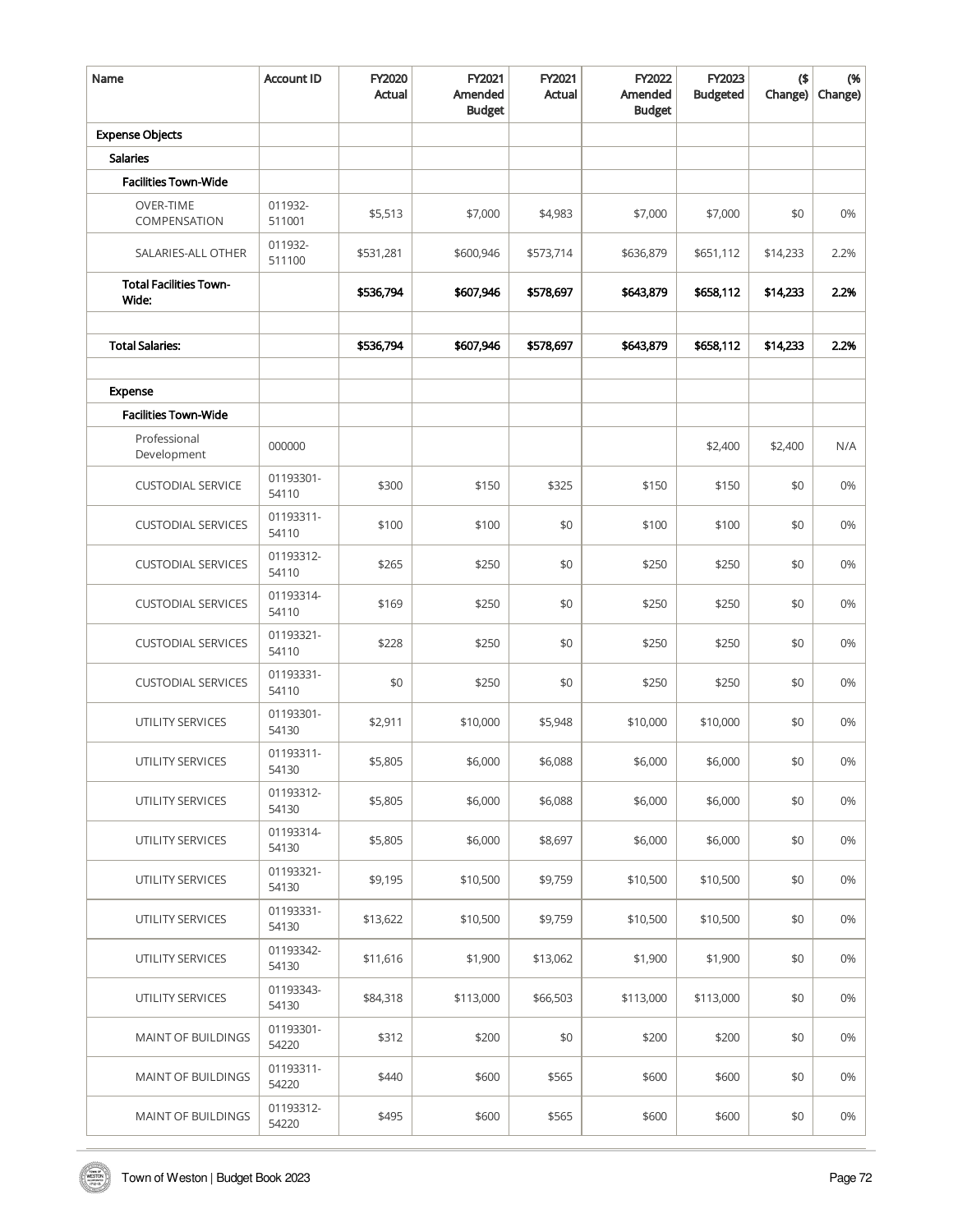| Name | Account ID | FY2020 Actual | FY2021 Amended Budget | FY2021 Actual | FY2022 Amended Budget | FY2023 Budgeted | ($ Change) | (% Change) |
|---|---|---|---|---|---|---|---|---|
| **Expense Objects** | | | | | | | | |
| **Salaries** | | | | | | | | |
| **Facilities Town-Wide** | | | | | | | | |
| OVER-TIME COMPENSATION | 011932-511001 | $5,513 | $7,000 | $4,983 | $7,000 | $7,000 | $0 | 0% |
| SALARIES-ALL OTHER | 011932-511100 | $531,281 | $600,946 | $573,714 | $636,879 | $651,112 | $14,233 | 2.2% |
| **Total Facilities Town-Wide:** | | **$536,794** | **$607,946** | **$578,697** | **$643,879** | **$658,112** | **$14,233** | **2.2%** |
| | | | | | | | | |
| **Total Salaries:** | | **$536,794** | **$607,946** | **$578,697** | **$643,879** | **$658,112** | **$14,233** | **2.2%** |
| | | | | | | | | |
| **Expense** | | | | | | | | |
| **Facilities Town-Wide** | | | | | | | | |
| Professional Development | 000000 | | | | | $2,400 | $2,400 | N/A |
| CUSTODIAL SERVICE | 01193301-54110 | $300 | $150 | $325 | $150 | $150 | $0 | 0% |
| CUSTODIAL SERVICES | 01193311-54110 | $100 | $100 | $0 | $100 | $100 | $0 | 0% |
| CUSTODIAL SERVICES | 01193312-54110 | $265 | $250 | $0 | $250 | $250 | $0 | 0% |
| CUSTODIAL SERVICES | 01193314-54110 | $169 | $250 | $0 | $250 | $250 | $0 | 0% |
| CUSTODIAL SERVICES | 01193321-54110 | $228 | $250 | $0 | $250 | $250 | $0 | 0% |
| CUSTODIAL SERVICES | 01193331-54110 | $0 | $250 | $0 | $250 | $250 | $0 | 0% |
| UTILITY SERVICES | 01193301-54130 | $2,911 | $10,000 | $5,948 | $10,000 | $10,000 | $0 | 0% |
| UTILITY SERVICES | 01193311-54130 | $5,805 | $6,000 | $6,088 | $6,000 | $6,000 | $0 | 0% |
| UTILITY SERVICES | 01193312-54130 | $5,805 | $6,000 | $6,088 | $6,000 | $6,000 | $0 | 0% |
| UTILITY SERVICES | 01193314-54130 | $5,805 | $6,000 | $8,697 | $6,000 | $6,000 | $0 | 0% |
| UTILITY SERVICES | 01193321-54130 | $9,195 | $10,500 | $9,759 | $10,500 | $10,500 | $0 | 0% |
| UTILITY SERVICES | 01193331-54130 | $13,622 | $10,500 | $9,759 | $10,500 | $10,500 | $0 | 0% |
| UTILITY SERVICES | 01193342-54130 | $11,616 | $1,900 | $13,062 | $1,900 | $1,900 | $0 | 0% |
| UTILITY SERVICES | 01193343-54130 | $84,318 | $113,000 | $66,503 | $113,000 | $113,000 | $0 | 0% |
| MAINT OF BUILDINGS | 01193301-54220 | $312 | $200 | $0 | $200 | $200 | $0 | 0% |
| MAINT OF BUILDINGS | 01193311-54220 | $440 | $600 | $565 | $600 | $600 | $0 | 0% |
| MAINT OF BUILDINGS | 01193312-54220 | $495 | $600 | $565 | $600 | $600 | $0 | 0% |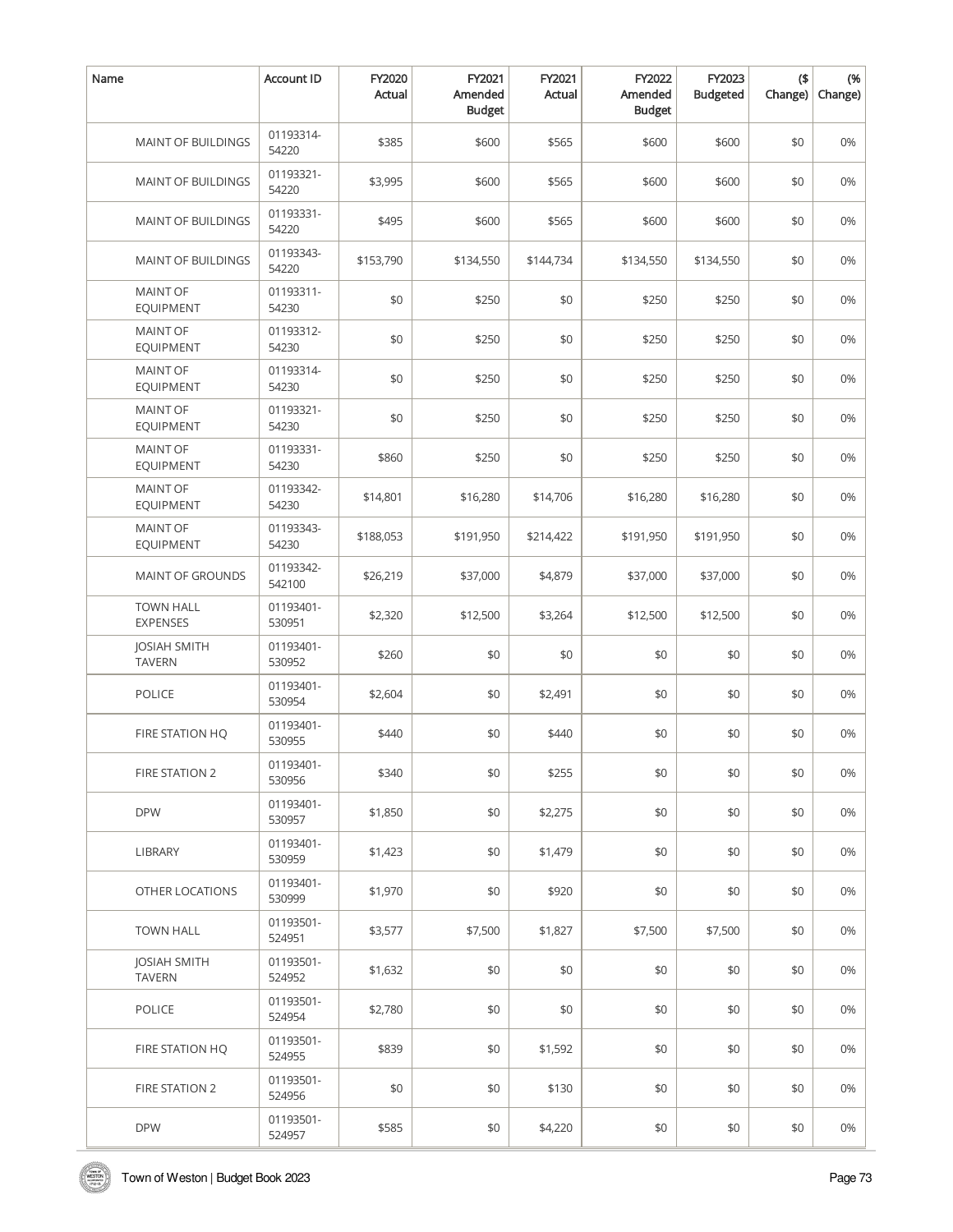| Name | Account ID | FY2020 Actual | FY2021 Amended Budget | FY2021 Actual | FY2022 Amended Budget | FY2023 Budgeted | ($ Change) | (% Change) |
|---|---|---|---|---|---|---|---|---|
| MAINT OF BUILDINGS | 01193314-54220 | $385 | $600 | $565 | $600 | $600 | $0 | 0% |
| MAINT OF BUILDINGS | 01193321-54220 | $3,995 | $600 | $565 | $600 | $600 | $0 | 0% |
| MAINT OF BUILDINGS | 01193331-54220 | $495 | $600 | $565 | $600 | $600 | $0 | 0% |
| MAINT OF BUILDINGS | 01193343-54220 | $153,790 | $134,550 | $144,734 | $134,550 | $134,550 | $0 | 0% |
| MAINT OF EQUIPMENT | 01193311-54230 | $0 | $250 | $0 | $250 | $250 | $0 | 0% |
| MAINT OF EQUIPMENT | 01193312-54230 | $0 | $250 | $0 | $250 | $250 | $0 | 0% |
| MAINT OF EQUIPMENT | 01193314-54230 | $0 | $250 | $0 | $250 | $250 | $0 | 0% |
| MAINT OF EQUIPMENT | 01193321-54230 | $0 | $250 | $0 | $250 | $250 | $0 | 0% |
| MAINT OF EQUIPMENT | 01193331-54230 | $860 | $250 | $0 | $250 | $250 | $0 | 0% |
| MAINT OF EQUIPMENT | 01193342-54230 | $14,801 | $16,280 | $14,706 | $16,280 | $16,280 | $0 | 0% |
| MAINT OF EQUIPMENT | 01193343-54230 | $188,053 | $191,950 | $214,422 | $191,950 | $191,950 | $0 | 0% |
| MAINT OF GROUNDS | 01193342-542100 | $26,219 | $37,000 | $4,879 | $37,000 | $37,000 | $0 | 0% |
| TOWN HALL EXPENSES | 01193401-530951 | $2,320 | $12,500 | $3,264 | $12,500 | $12,500 | $0 | 0% |
| JOSIAH SMITH TAVERN | 01193401-530952 | $260 | $0 | $0 | $0 | $0 | $0 | 0% |
| POLICE | 01193401-530954 | $2,604 | $0 | $2,491 | $0 | $0 | $0 | 0% |
| FIRE STATION HQ | 01193401-530955 | $440 | $0 | $440 | $0 | $0 | $0 | 0% |
| FIRE STATION 2 | 01193401-530956 | $340 | $0 | $255 | $0 | $0 | $0 | 0% |
| DPW | 01193401-530957 | $1,850 | $0 | $2,275 | $0 | $0 | $0 | 0% |
| LIBRARY | 01193401-530959 | $1,423 | $0 | $1,479 | $0 | $0 | $0 | 0% |
| OTHER LOCATIONS | 01193401-530999 | $1,970 | $0 | $920 | $0 | $0 | $0 | 0% |
| TOWN HALL | 01193501-524951 | $3,577 | $7,500 | $1,827 | $7,500 | $7,500 | $0 | 0% |
| JOSIAH SMITH TAVERN | 01193501-524952 | $1,632 | $0 | $0 | $0 | $0 | $0 | 0% |
| POLICE | 01193501-524954 | $2,780 | $0 | $0 | $0 | $0 | $0 | 0% |
| FIRE STATION HQ | 01193501-524955 | $839 | $0 | $1,592 | $0 | $0 | $0 | 0% |
| FIRE STATION 2 | 01193501-524956 | $0 | $0 | $130 | $0 | $0 | $0 | 0% |
| DPW | 01193501-524957 | $585 | $0 | $4,220 | $0 | $0 | $0 | 0% |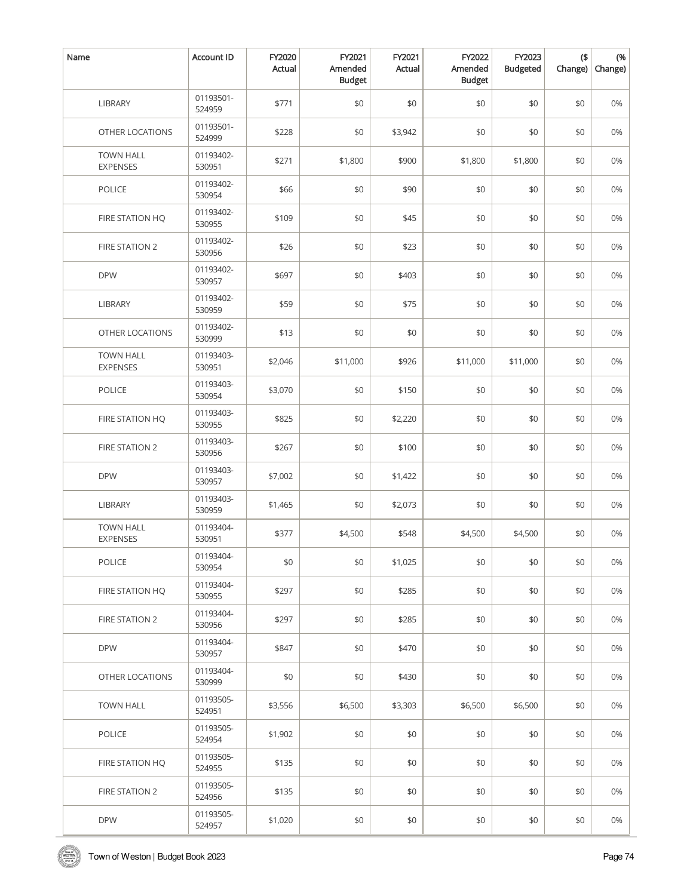| Name | Account ID | FY2020 Actual | FY2021 Amended Budget | FY2021 Actual | FY2022 Amended Budget | FY2023 Budgeted | ($ Change) | (% Change) |
|---|---|---|---|---|---|---|---|---|
| LIBRARY | 01193501-524959 | $771 | $0 | $0 | $0 | $0 | $0 | 0% |
| OTHER LOCATIONS | 01193501-524999 | $228 | $0 | $3,942 | $0 | $0 | $0 | 0% |
| TOWN HALL EXPENSES | 01193402-530951 | $271 | $1,800 | $900 | $1,800 | $1,800 | $0 | 0% |
| POLICE | 01193402-530954 | $66 | $0 | $90 | $0 | $0 | $0 | 0% |
| FIRE STATION HQ | 01193402-530955 | $109 | $0 | $45 | $0 | $0 | $0 | 0% |
| FIRE STATION 2 | 01193402-530956 | $26 | $0 | $23 | $0 | $0 | $0 | 0% |
| DPW | 01193402-530957 | $697 | $0 | $403 | $0 | $0 | $0 | 0% |
| LIBRARY | 01193402-530959 | $59 | $0 | $75 | $0 | $0 | $0 | 0% |
| OTHER LOCATIONS | 01193402-530999 | $13 | $0 | $0 | $0 | $0 | $0 | 0% |
| TOWN HALL EXPENSES | 01193403-530951 | $2,046 | $11,000 | $926 | $11,000 | $11,000 | $0 | 0% |
| POLICE | 01193403-530954 | $3,070 | $0 | $150 | $0 | $0 | $0 | 0% |
| FIRE STATION HQ | 01193403-530955 | $825 | $0 | $2,220 | $0 | $0 | $0 | 0% |
| FIRE STATION 2 | 01193403-530956 | $267 | $0 | $100 | $0 | $0 | $0 | 0% |
| DPW | 01193403-530957 | $7,002 | $0 | $1,422 | $0 | $0 | $0 | 0% |
| LIBRARY | 01193403-530959 | $1,465 | $0 | $2,073 | $0 | $0 | $0 | 0% |
| TOWN HALL EXPENSES | 01193404-530951 | $377 | $4,500 | $548 | $4,500 | $4,500 | $0 | 0% |
| POLICE | 01193404-530954 | $0 | $0 | $1,025 | $0 | $0 | $0 | 0% |
| FIRE STATION HQ | 01193404-530955 | $297 | $0 | $285 | $0 | $0 | $0 | 0% |
| FIRE STATION 2 | 01193404-530956 | $297 | $0 | $285 | $0 | $0 | $0 | 0% |
| DPW | 01193404-530957 | $847 | $0 | $470 | $0 | $0 | $0 | 0% |
| OTHER LOCATIONS | 01193404-530999 | $0 | $0 | $430 | $0 | $0 | $0 | 0% |
| TOWN HALL | 01193505-524951 | $3,556 | $6,500 | $3,303 | $6,500 | $6,500 | $0 | 0% |
| POLICE | 01193505-524954 | $1,902 | $0 | $0 | $0 | $0 | $0 | 0% |
| FIRE STATION HQ | 01193505-524955 | $135 | $0 | $0 | $0 | $0 | $0 | 0% |
| FIRE STATION 2 | 01193505-524956 | $135 | $0 | $0 | $0 | $0 | $0 | 0% |
| DPW | 01193505-524957 | $1,020 | $0 | $0 | $0 | $0 | $0 | 0% |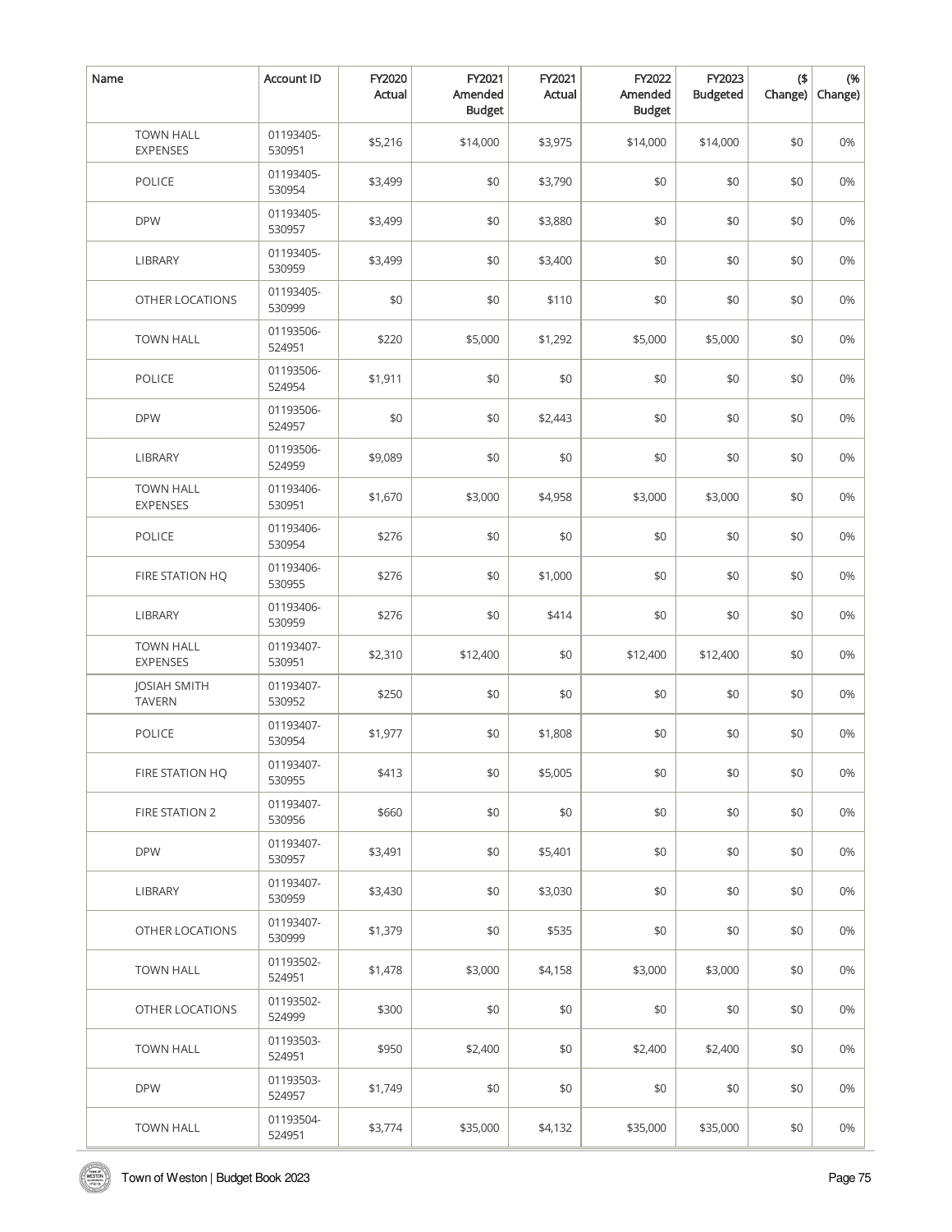| Name | Account ID | FY2020 Actual | FY2021 Amended Budget | FY2021 Actual | FY2022 Amended Budget | FY2023 Budgeted | ($ Change) | (% Change) |
|---|---|---|---|---|---|---|---|---|
| TOWN HALL EXPENSES | 01193405-530951 | $5,216 | $14,000 | $3,975 | $14,000 | $14,000 | $0 | 0% |
| POLICE | 01193405-530954 | $3,499 | $0 | $3,790 | $0 | $0 | $0 | 0% |
| DPW | 01193405-530957 | $3,499 | $0 | $3,880 | $0 | $0 | $0 | 0% |
| LIBRARY | 01193405-530959 | $3,499 | $0 | $3,400 | $0 | $0 | $0 | 0% |
| OTHER LOCATIONS | 01193405-530999 | $0 | $0 | $110 | $0 | $0 | $0 | 0% |
| TOWN HALL | 01193506-524951 | $220 | $5,000 | $1,292 | $5,000 | $5,000 | $0 | 0% |
| POLICE | 01193506-524954 | $1,911 | $0 | $0 | $0 | $0 | $0 | 0% |
| DPW | 01193506-524957 | $0 | $0 | $2,443 | $0 | $0 | $0 | 0% |
| LIBRARY | 01193506-524959 | $9,089 | $0 | $0 | $0 | $0 | $0 | 0% |
| TOWN HALL EXPENSES | 01193406-530951 | $1,670 | $3,000 | $4,958 | $3,000 | $3,000 | $0 | 0% |
| POLICE | 01193406-530954 | $276 | $0 | $0 | $0 | $0 | $0 | 0% |
| FIRE STATION HQ | 01193406-530955 | $276 | $0 | $1,000 | $0 | $0 | $0 | 0% |
| LIBRARY | 01193406-530959 | $276 | $0 | $414 | $0 | $0 | $0 | 0% |
| TOWN HALL EXPENSES | 01193407-530951 | $2,310 | $12,400 | $0 | $12,400 | $12,400 | $0 | 0% |
| JOSIAH SMITH TAVERN | 01193407-530952 | $250 | $0 | $0 | $0 | $0 | $0 | 0% |
| POLICE | 01193407-530954 | $1,977 | $0 | $1,808 | $0 | $0 | $0 | 0% |
| FIRE STATION HQ | 01193407-530955 | $413 | $0 | $5,005 | $0 | $0 | $0 | 0% |
| FIRE STATION 2 | 01193407-530956 | $660 | $0 | $0 | $0 | $0 | $0 | 0% |
| DPW | 01193407-530957 | $3,491 | $0 | $5,401 | $0 | $0 | $0 | 0% |
| LIBRARY | 01193407-530959 | $3,430 | $0 | $3,030 | $0 | $0 | $0 | 0% |
| OTHER LOCATIONS | 01193407-530999 | $1,379 | $0 | $535 | $0 | $0 | $0 | 0% |
| TOWN HALL | 01193502-524951 | $1,478 | $3,000 | $4,158 | $3,000 | $3,000 | $0 | 0% |
| OTHER LOCATIONS | 01193502-524999 | $300 | $0 | $0 | $0 | $0 | $0 | 0% |
| TOWN HALL | 01193503-524951 | $950 | $2,400 | $0 | $2,400 | $2,400 | $0 | 0% |
| DPW | 01193503-524957 | $1,749 | $0 | $0 | $0 | $0 | $0 | 0% |
| TOWN HALL | 01193504-524951 | $3,774 | $35,000 | $4,132 | $35,000 | $35,000 | $0 | 0% |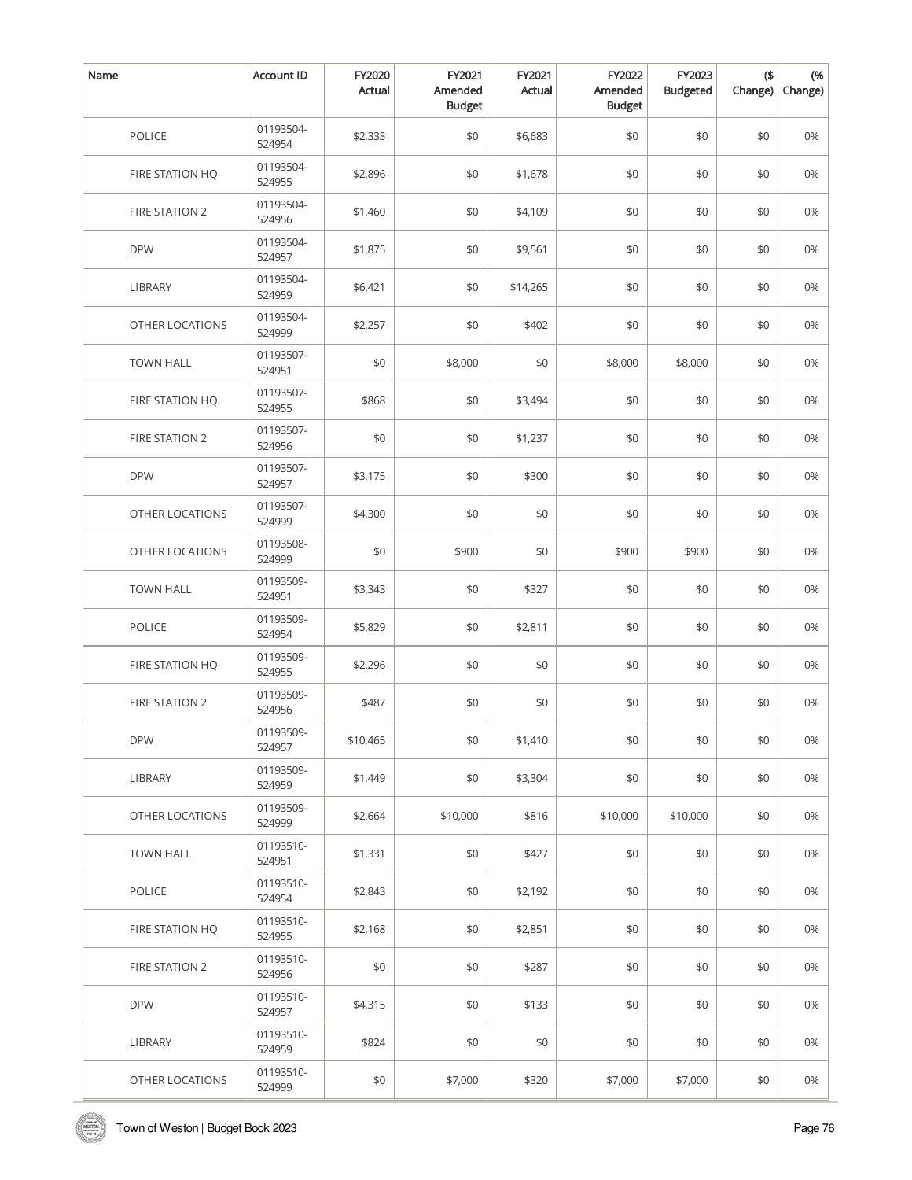| Name | Account ID | FY2020 Actual | FY2021 Amended Budget | FY2021 Actual | FY2022 Amended Budget | FY2023 Budgeted | ($ Change) | (% Change) |
|---|---|---|---|---|---|---|---|---|
| POLICE | 01193504-524954 | $2,333 | $0 | $6,683 | $0 | $0 | $0 | 0% |
| FIRE STATION HQ | 01193504-524955 | $2,896 | $0 | $1,678 | $0 | $0 | $0 | 0% |
| FIRE STATION 2 | 01193504-524956 | $1,460 | $0 | $4,109 | $0 | $0 | $0 | 0% |
| DPW | 01193504-524957 | $1,875 | $0 | $9,561 | $0 | $0 | $0 | 0% |
| LIBRARY | 01193504-524959 | $6,421 | $0 | $14,265 | $0 | $0 | $0 | 0% |
| OTHER LOCATIONS | 01193504-524999 | $2,257 | $0 | $402 | $0 | $0 | $0 | 0% |
| TOWN HALL | 01193507-524951 | $0 | $8,000 | $0 | $8,000 | $8,000 | $0 | 0% |
| FIRE STATION HQ | 01193507-524955 | $868 | $0 | $3,494 | $0 | $0 | $0 | 0% |
| FIRE STATION 2 | 01193507-524956 | $0 | $0 | $1,237 | $0 | $0 | $0 | 0% |
| DPW | 01193507-524957 | $3,175 | $0 | $300 | $0 | $0 | $0 | 0% |
| OTHER LOCATIONS | 01193507-524999 | $4,300 | $0 | $0 | $0 | $0 | $0 | 0% |
| OTHER LOCATIONS | 01193508-524999 | $0 | $900 | $0 | $900 | $900 | $0 | 0% |
| TOWN HALL | 01193509-524951 | $3,343 | $0 | $327 | $0 | $0 | $0 | 0% |
| POLICE | 01193509-524954 | $5,829 | $0 | $2,811 | $0 | $0 | $0 | 0% |
| FIRE STATION HQ | 01193509-524955 | $2,296 | $0 | $0 | $0 | $0 | $0 | 0% |
| FIRE STATION 2 | 01193509-524956 | $487 | $0 | $0 | $0 | $0 | $0 | 0% |
| DPW | 01193509-524957 | $10,465 | $0 | $1,410 | $0 | $0 | $0 | 0% |
| LIBRARY | 01193509-524959 | $1,449 | $0 | $3,304 | $0 | $0 | $0 | 0% |
| OTHER LOCATIONS | 01193509-524999 | $2,664 | $10,000 | $816 | $10,000 | $10,000 | $0 | 0% |
| TOWN HALL | 01193510-524951 | $1,331 | $0 | $427 | $0 | $0 | $0 | 0% |
| POLICE | 01193510-524954 | $2,843 | $0 | $2,192 | $0 | $0 | $0 | 0% |
| FIRE STATION HQ | 01193510-524955 | $2,168 | $0 | $2,851 | $0 | $0 | $0 | 0% |
| FIRE STATION 2 | 01193510-524956 | $0 | $0 | $287 | $0 | $0 | $0 | 0% |
| DPW | 01193510-524957 | $4,315 | $0 | $133 | $0 | $0 | $0 | 0% |
| LIBRARY | 01193510-524959 | $824 | $0 | $0 | $0 | $0 | $0 | 0% |
| OTHER LOCATIONS | 01193510-524999 | $0 | $7,000 | $320 | $7,000 | $7,000 | $0 | 0% |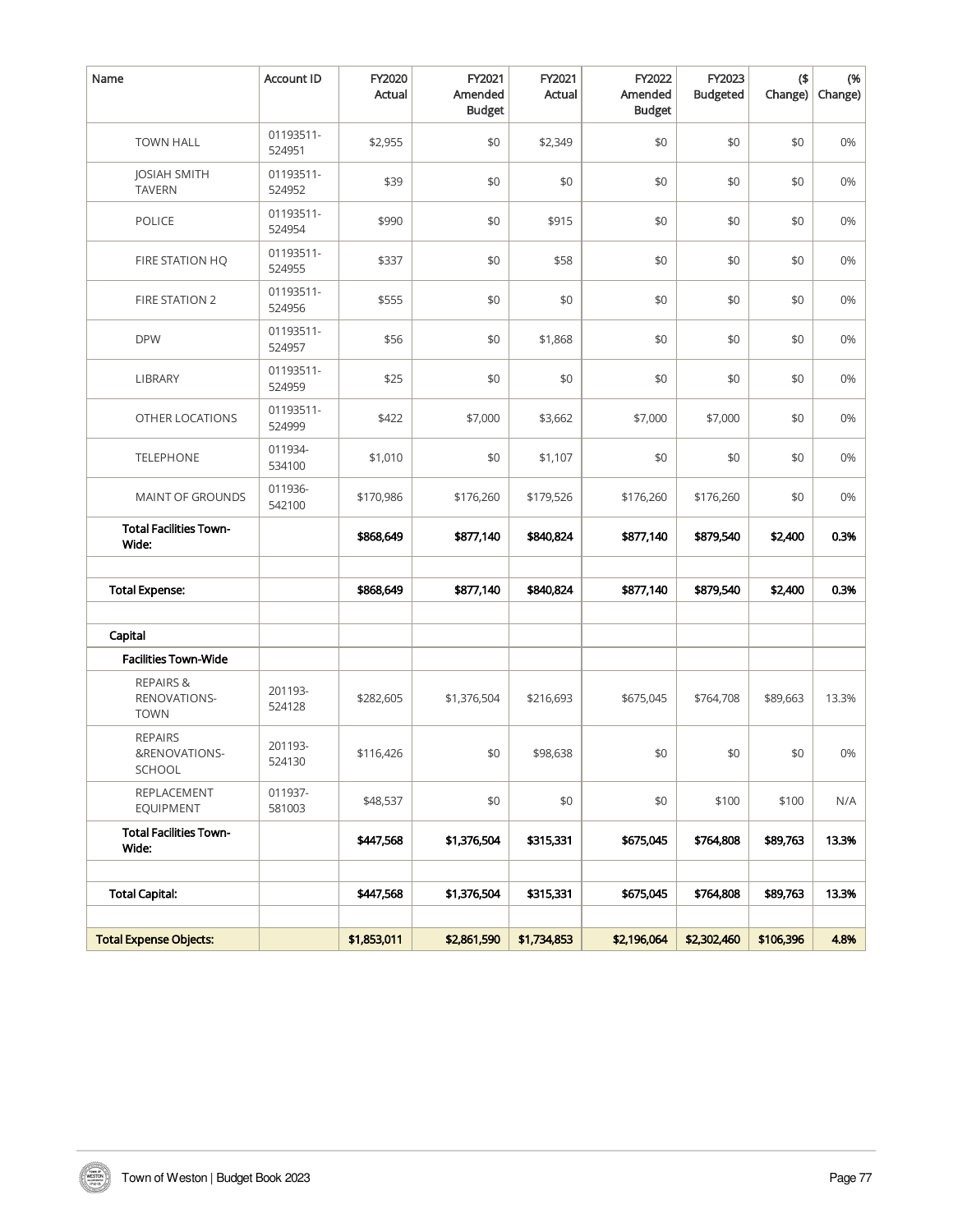| Name | Account ID | FY2020 Actual | FY2021 Amended Budget | FY2021 Actual | FY2022 Amended Budget | FY2023 Budgeted | ($ Change) | (% Change) |
|---|---|---|---|---|---|---|---|---|
| TOWN HALL | 01193511-524951 | $2,955 | $0 | $2,349 | $0 | $0 | $0 | 0% |
| JOSIAH SMITH TAVERN | 01193511-524952 | $39 | $0 | $0 | $0 | $0 | $0 | 0% |
| POLICE | 01193511-524954 | $990 | $0 | $915 | $0 | $0 | $0 | 0% |
| FIRE STATION HQ | 01193511-524955 | $337 | $0 | $58 | $0 | $0 | $0 | 0% |
| FIRE STATION 2 | 01193511-524956 | $555 | $0 | $0 | $0 | $0 | $0 | 0% |
| DPW | 01193511-524957 | $56 | $0 | $1,868 | $0 | $0 | $0 | 0% |
| LIBRARY | 01193511-524959 | $25 | $0 | $0 | $0 | $0 | $0 | 0% |
| OTHER LOCATIONS | 01193511-524999 | $422 | $7,000 | $3,662 | $7,000 | $7,000 | $0 | 0% |
| TELEPHONE | 011934-534100 | $1,010 | $0 | $1,107 | $0 | $0 | $0 | 0% |
| MAINT OF GROUNDS | 011936-542100 | $170,986 | $176,260 | $179,526 | $176,260 | $176,260 | $0 | 0% |
| **Total Facilities Town-Wide:** | | **$868,649** | **$877,140** | **$840,824** | **$877,140** | **$879,540** | **$2,400** | **0.3%** |
| | | | | | | | | |
| **Total Expense:** | | **$868,649** | **$877,140** | **$840,824** | **$877,140** | **$879,540** | **$2,400** | **0.3%** |
| | | | | | | | | |
| Capital | | | | | | | | |
| Facilities Town-Wide | | | | | | | | |
| REPAIRS & RENOVATIONS-TOWN | 201193-524128 | $282,605 | $1,376,504 | $216,693 | $675,045 | $764,708 | $89,663 | 13.3% |
| REPAIRS &RENOVATIONS-SCHOOL | 201193-524130 | $116,426 | $0 | $98,638 | $0 | $0 | $0 | 0% |
| REPLACEMENT EQUIPMENT | 011937-581003 | $48,537 | $0 | $0 | $0 | $100 | $100 | N/A |
| **Total Facilities Town-Wide:** | | **$447,568** | **$1,376,504** | **$315,331** | **$675,045** | **$764,808** | **$89,763** | **13.3%** |
| | | | | | | | | |
| **Total Capital:** | | **$447,568** | **$1,376,504** | **$315,331** | **$675,045** | **$764,808** | **$89,763** | **13.3%** |
| | | | | | | | | |
| **Total Expense Objects:** | | **$1,853,011** | **$2,861,590** | **$1,734,853** | **$2,196,064** | **$2,302,460** | **$106,396** | **4.8%** |